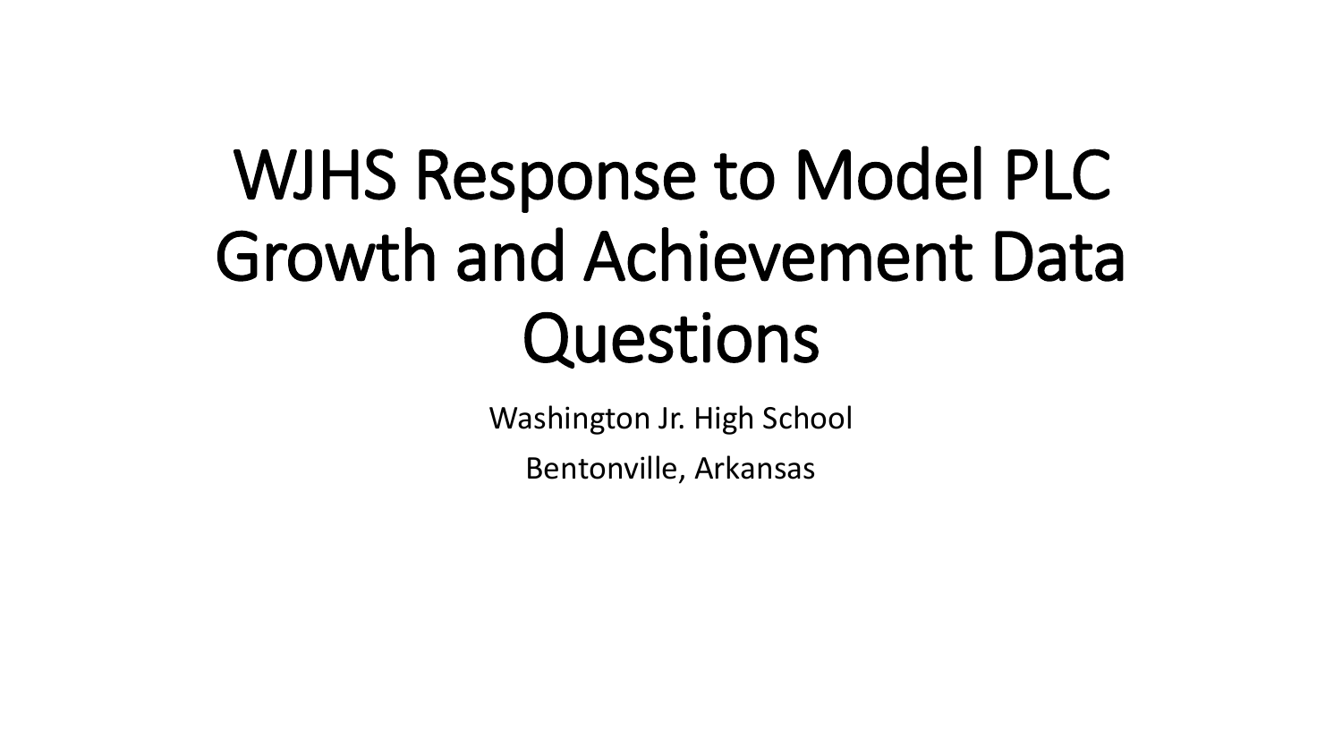# WJHS Response to Model PLC Growth and Achievement Data Questions

Washington Jr. High School

Bentonville, Arkansas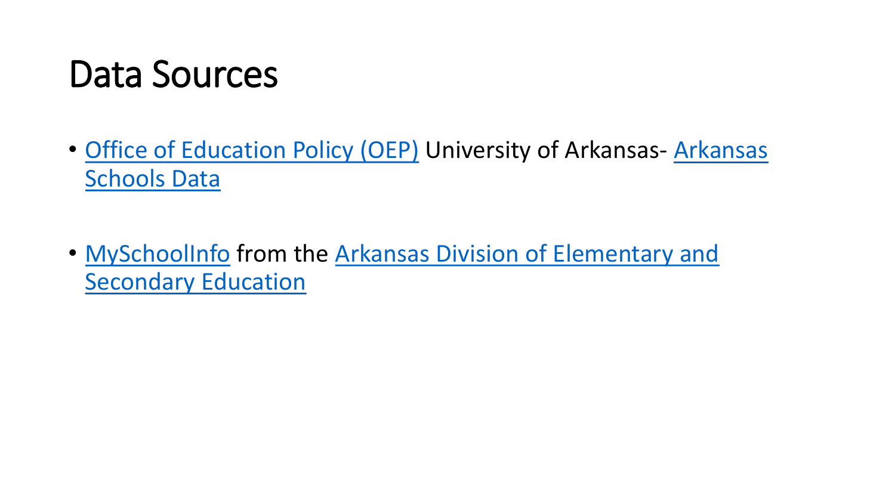# Data Sources

- Office of Education Policy (OEP) University of Arkansas- Arkansas Schools Data

- MySchoolInfo from the Arkansas Division of Elementary and Secondary Education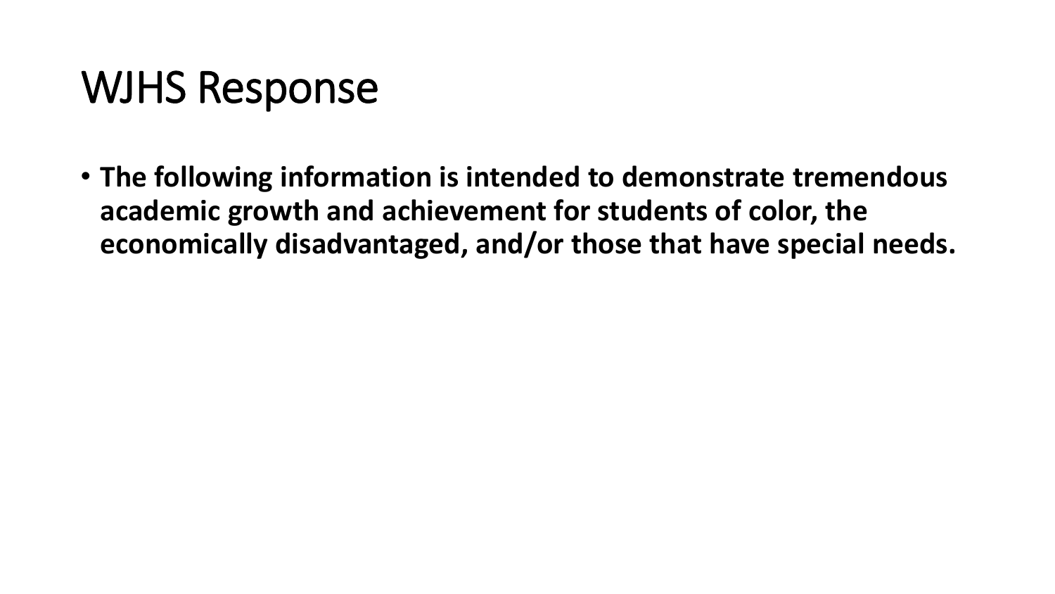# WJHS Response

- **The following information is intended to demonstrate tremendous academic growth and achievement for students of color, the economically disadvantaged, and/or those that have special needs.**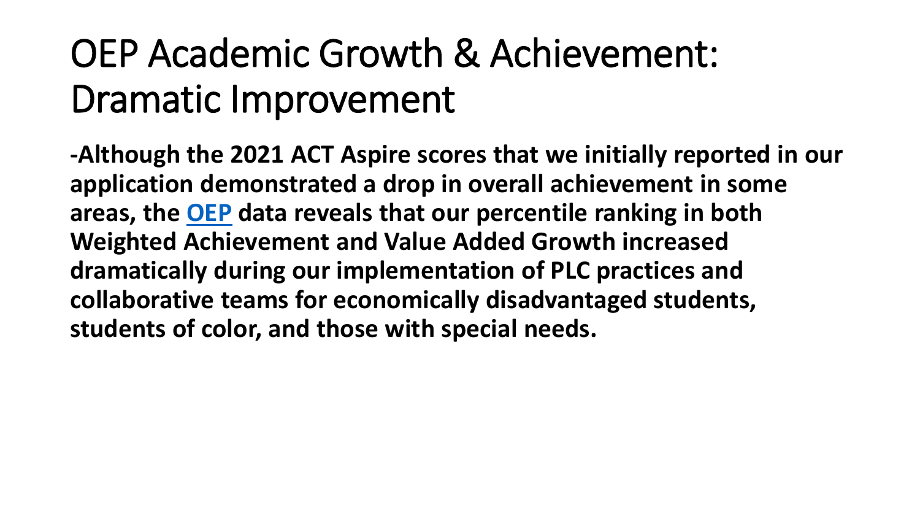# OEP Academic Growth & Achievement: Dramatic Improvement

**-Although the 2021 ACT Aspire scores that we initially reported in our application demonstrated a drop in overall achievement in some areas, the OEP data reveals that our percentile ranking in both Weighted Achievement and Value Added Growth increased dramatically during our implementation of PLC practices and collaborative teams for economically disadvantaged students, students of color, and those with special needs.**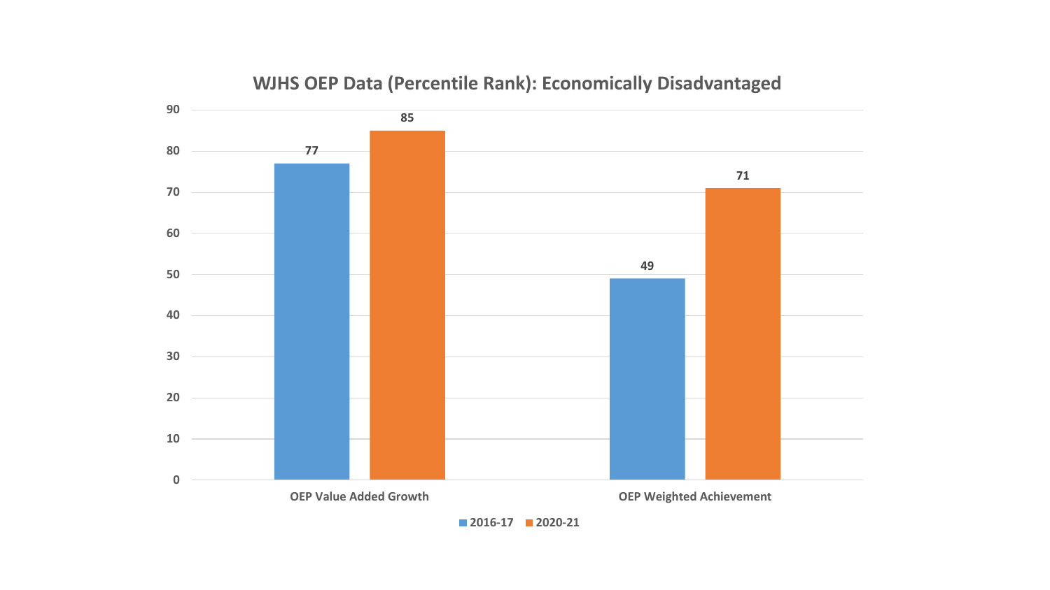## WJHS OEP Data (Percentile Rank): Economically Disadvantaged

| | 2016-17 | 2020-21 |
|---|---|---|
| OEP Value Added Growth | 77 | 85 |
| OEP Weighted Achievement | 49 | 71 |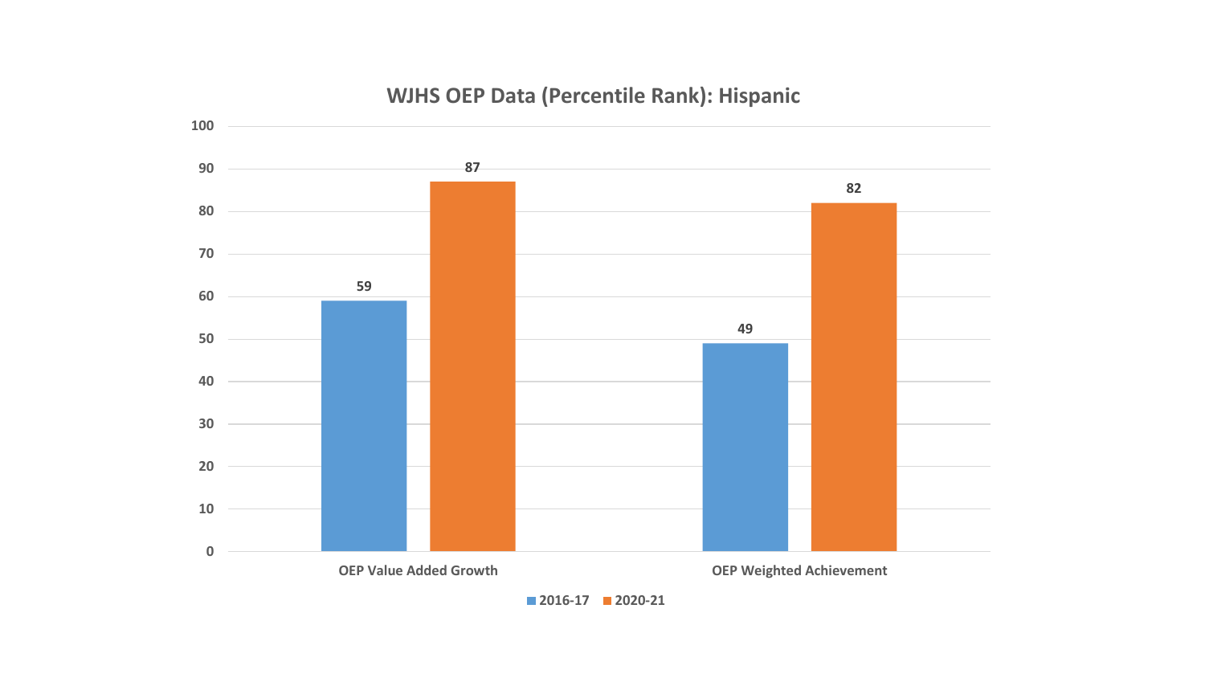## WJHS OEP Data (Percentile Rank): Hispanic

| | 2016-17 | 2020-21 |
|---|---|---|
| OEP Value Added Growth | 59 | 87 |
| OEP Weighted Achievement | 49 | 82 |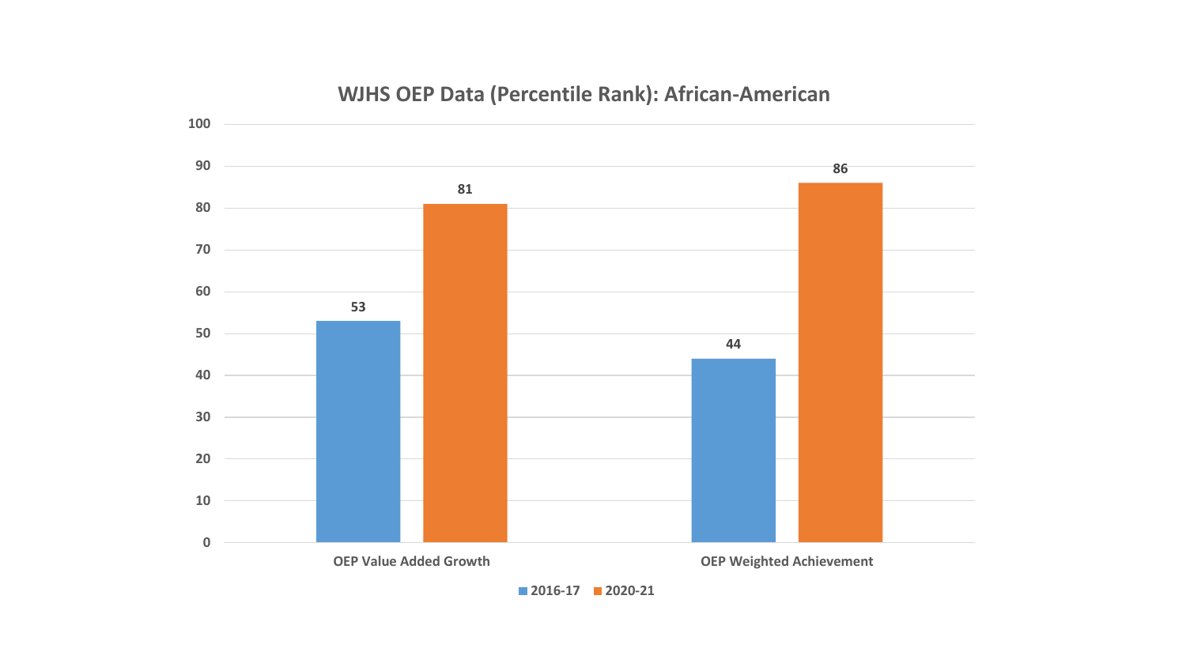## WJHS OEP Data (Percentile Rank): African-American

| | 2016-17 | 2020-21 |
|---|---|---|
| OEP Value Added Growth | 53 | 81 |
| OEP Weighted Achievement | 44 | 86 |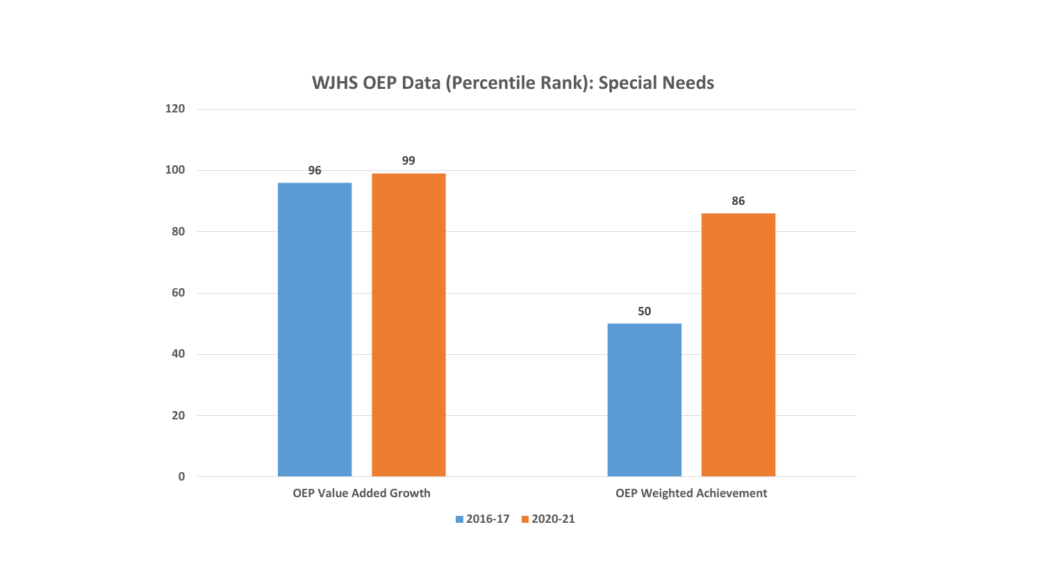## WJHS OEP Data (Percentile Rank): Special Needs

| | 2016-17 | 2020-21 |
| --- | --- | --- |
| OEP Value Added Growth | 96 | 99 |
| OEP Weighted Achievement | 50 | 86 |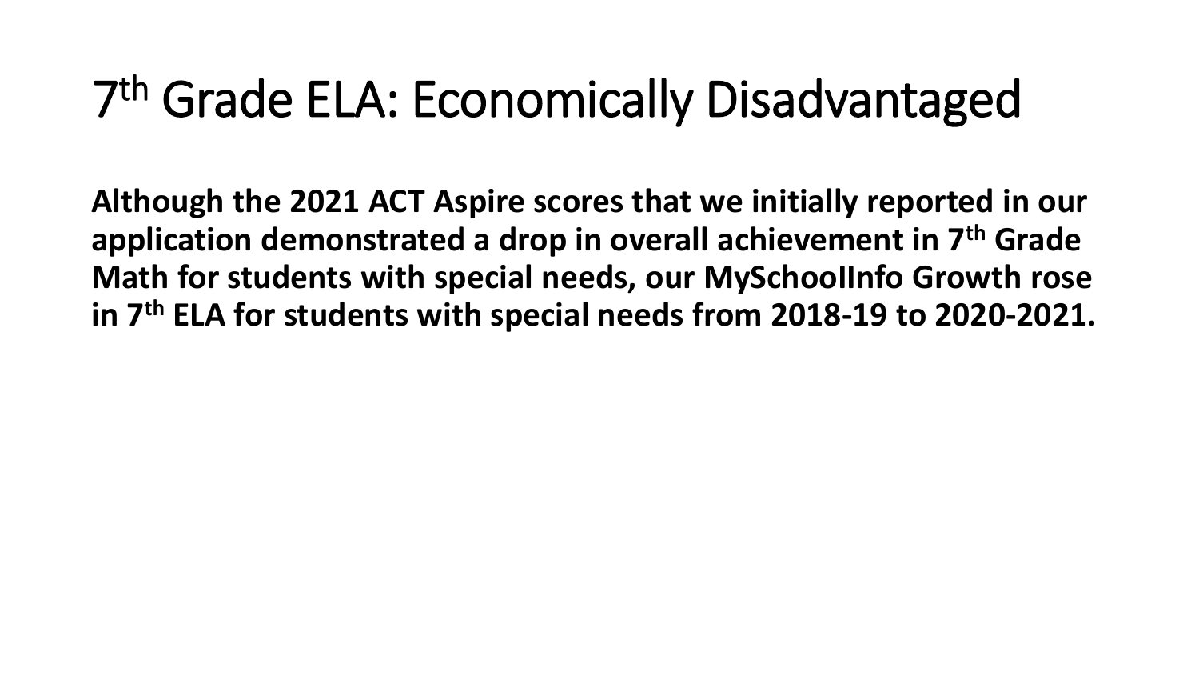# 7th Grade ELA: Economically Disadvantaged

**Although the 2021 ACT Aspire scores that we initially reported in our application demonstrated a drop in overall achievement in 7th Grade Math for students with special needs, our MySchoolInfo Growth rose in 7th ELA for students with special needs from 2018-19 to 2020-2021.**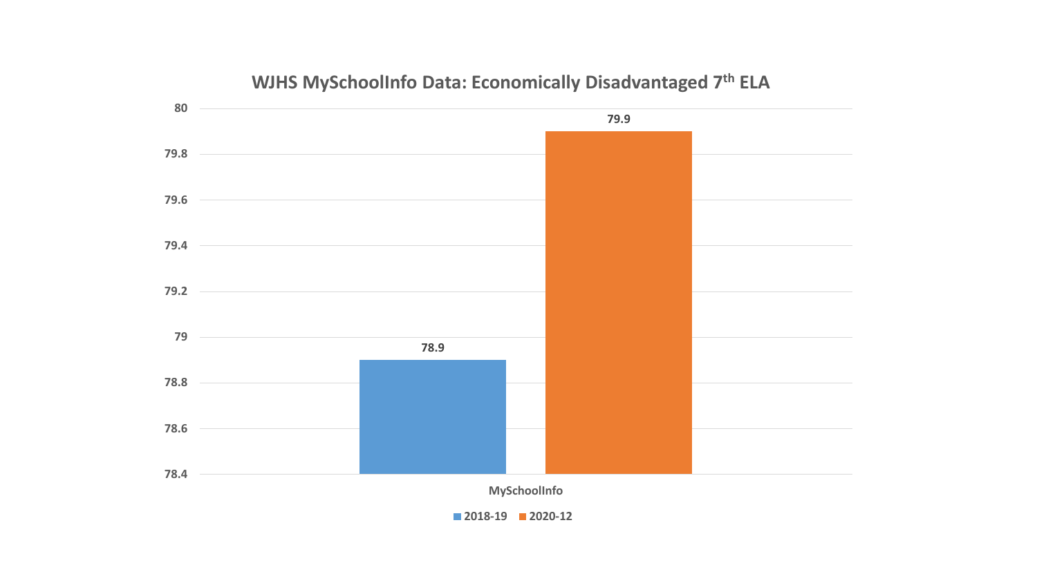## WJHS MySchoolInfo Data: Economically Disadvantaged 7th ELA

| | 2018-19 | 2020-12 |
|---|---|---|
| MySchoolInfo | 78.9 | 79.9 |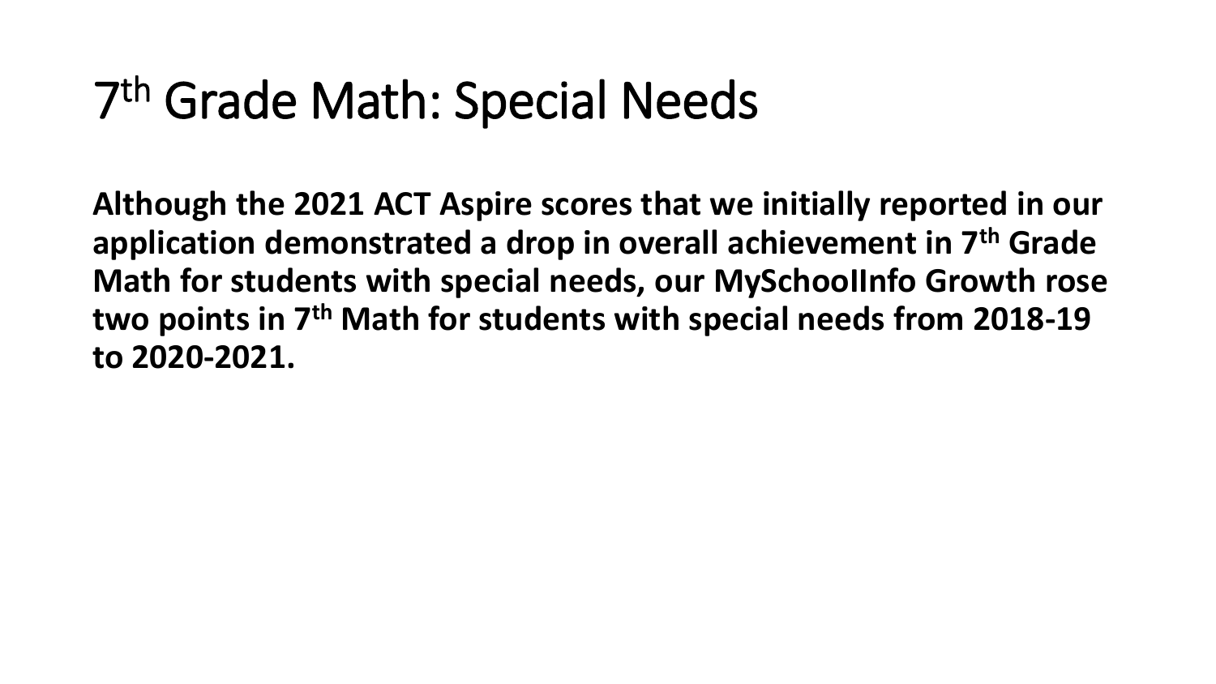# 7th Grade Math: Special Needs

**Although the 2021 ACT Aspire scores that we initially reported in our application demonstrated a drop in overall achievement in 7th Grade Math for students with special needs, our MySchoolInfo Growth rose two points in 7th Math for students with special needs from 2018-19 to 2020-2021.**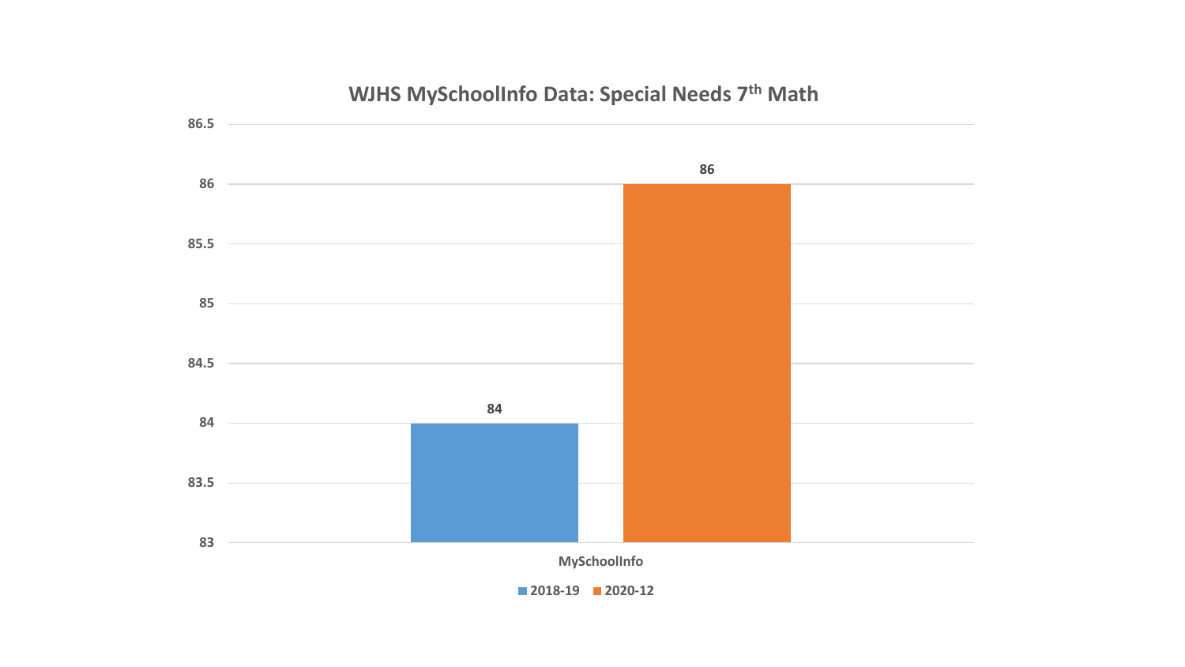## WJHS MySchoolInfo Data: Special Needs 7th Math

| | 2018-19 | 2020-12 |
|---|---|---|
| MySchoolInfo | 84 | 86 |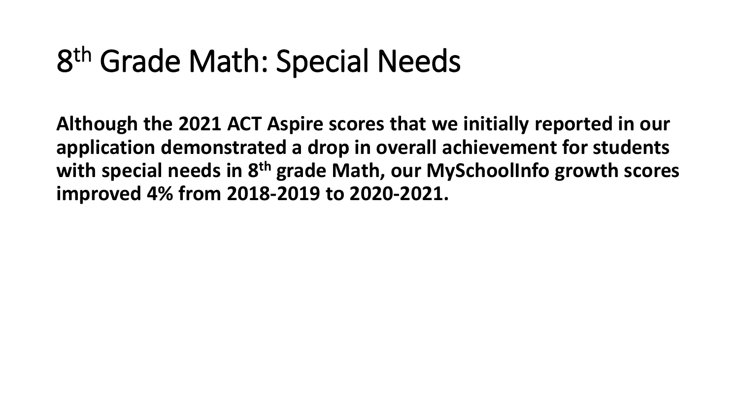# 8th Grade Math: Special Needs

**Although the 2021 ACT Aspire scores that we initially reported in our application demonstrated a drop in overall achievement for students with special needs in 8th grade Math, our MySchoolInfo growth scores improved 4% from 2018-2019 to 2020-2021.**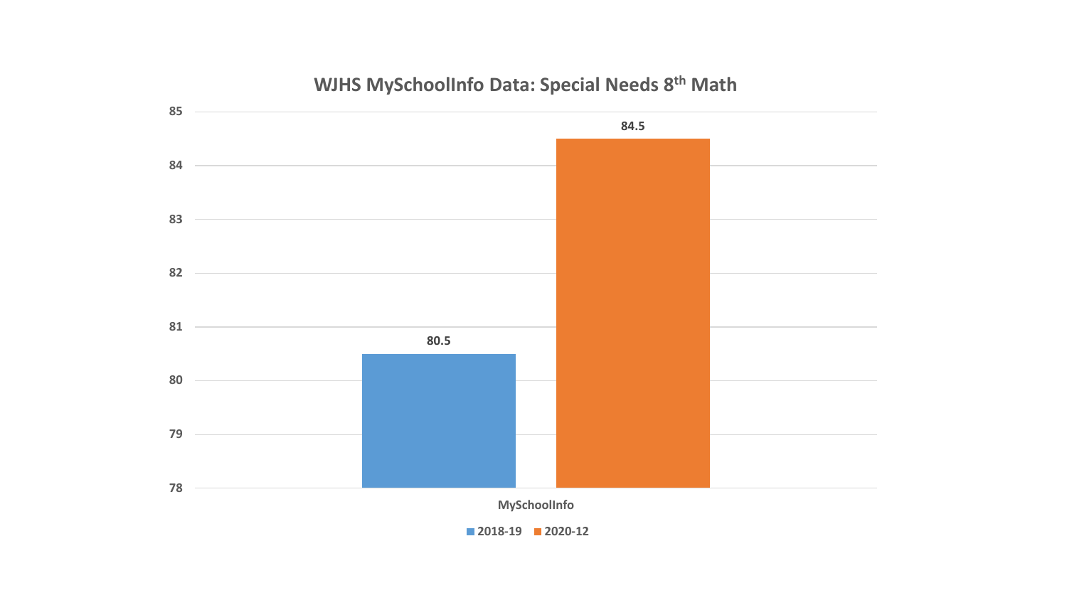## WJHS MySchoolInfo Data: Special Needs 8th Math

| | 2018-19 | 2020-12 |
|---|---|---|
| MySchoolInfo | 80.5 | 84.5 |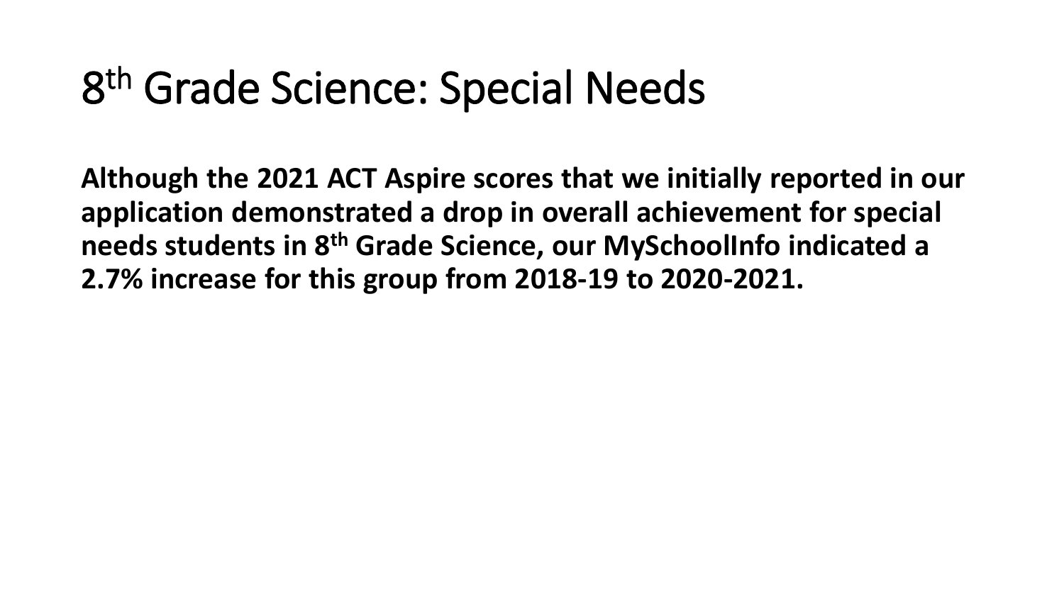# 8th Grade Science: Special Needs

**Although the 2021 ACT Aspire scores that we initially reported in our application demonstrated a drop in overall achievement for special needs students in 8th Grade Science, our MySchoolInfo indicated a 2.7% increase for this group from 2018-19 to 2020-2021.**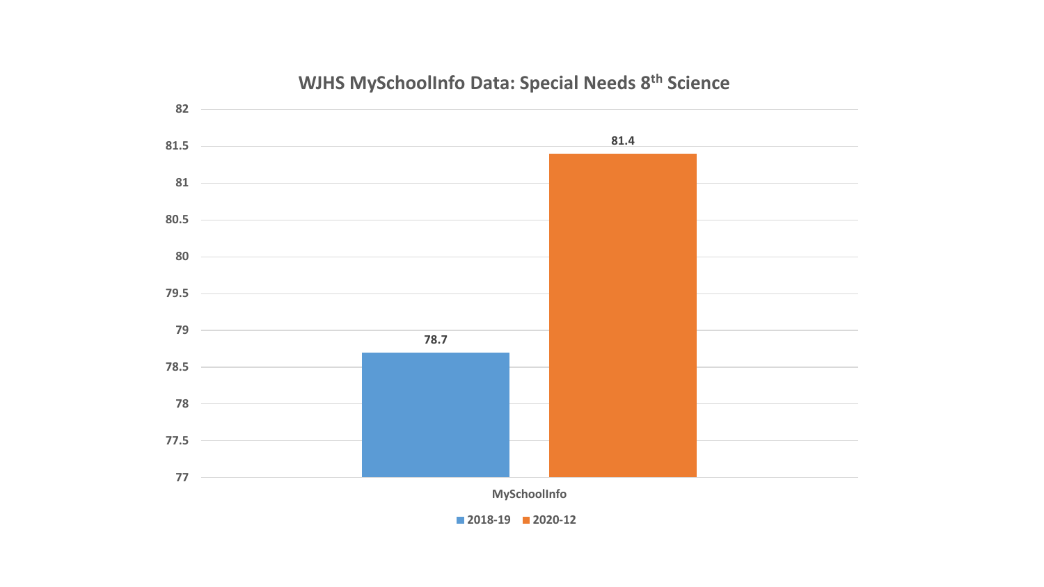## WJHS MySchoolInfo Data: Special Needs 8th Science

| | 2018-19 | 2020-12 |
|---|---|---|
| MySchoolInfo | 78.7 | 81.4 |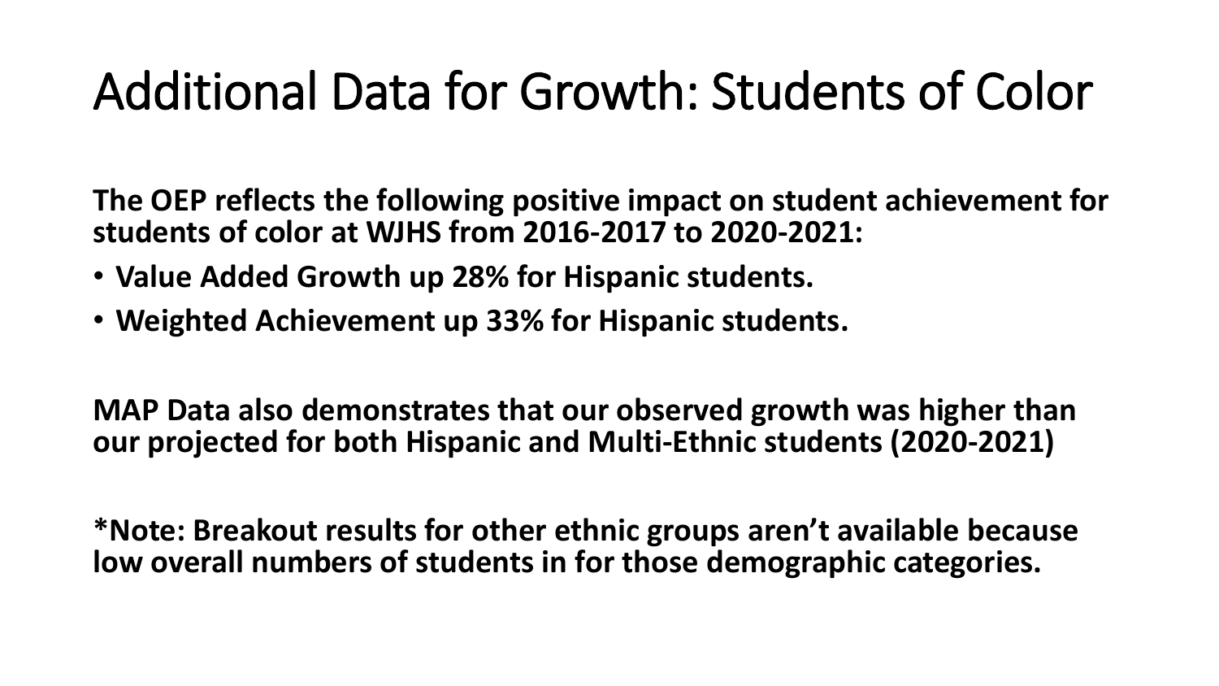# Additional Data for Growth: Students of Color

**The OEP reflects the following positive impact on student achievement for students of color at WJHS from 2016-2017 to 2020-2021:**

- **Value Added Growth up 28% for Hispanic students.**
- **Weighted Achievement up 33% for Hispanic students.**

**MAP Data also demonstrates that our observed growth was higher than our projected for both Hispanic and Multi-Ethnic students (2020-2021)**

**\*Note: Breakout results for other ethnic groups aren't available because low overall numbers of students in for those demographic categories.**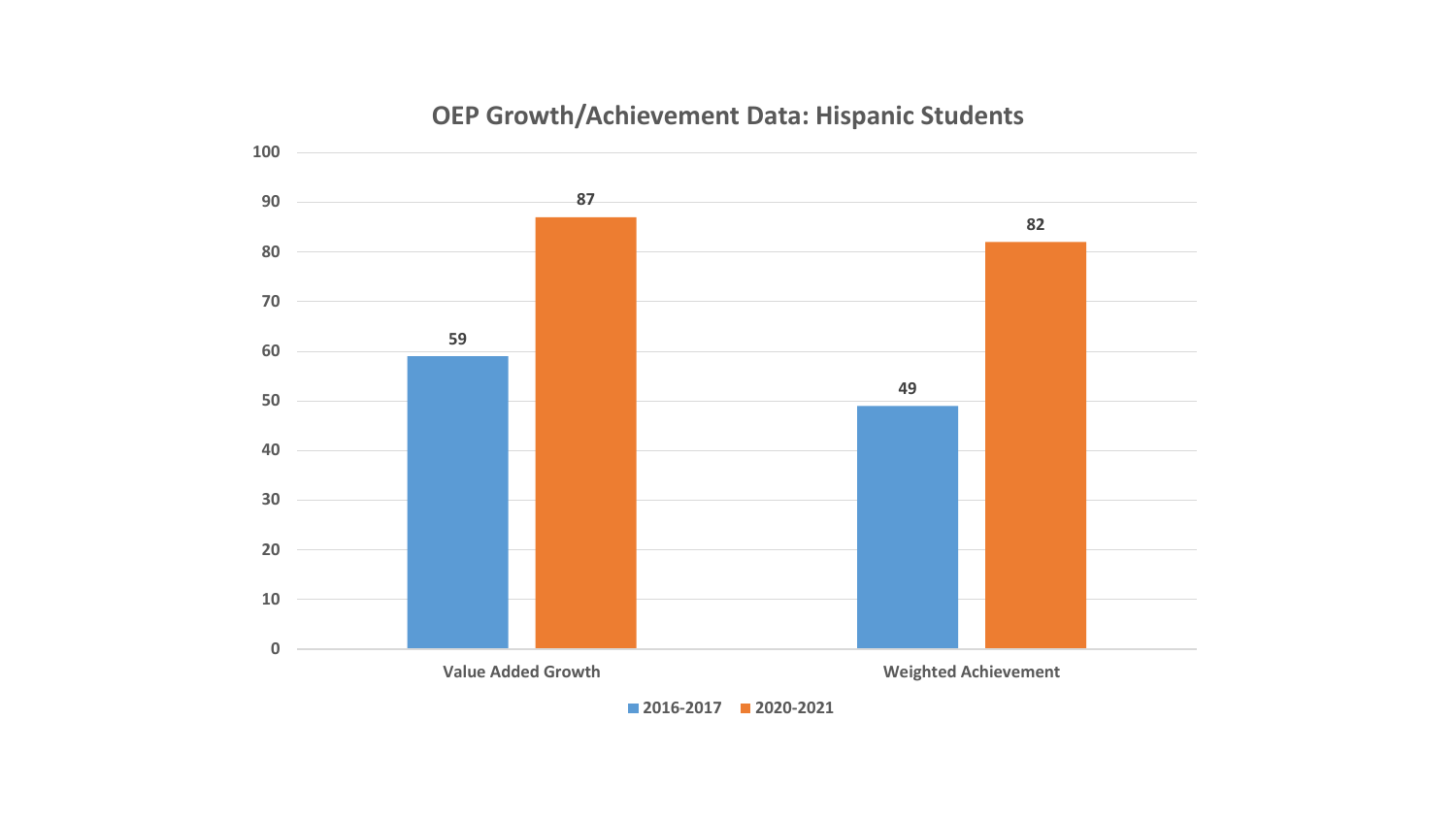## OEP Growth/Achievement Data: Hispanic Students

| | 2016-2017 | 2020-2021 |
|---|---|---|
| Value Added Growth | 59 | 87 |
| Weighted Achievement | 49 | 82 |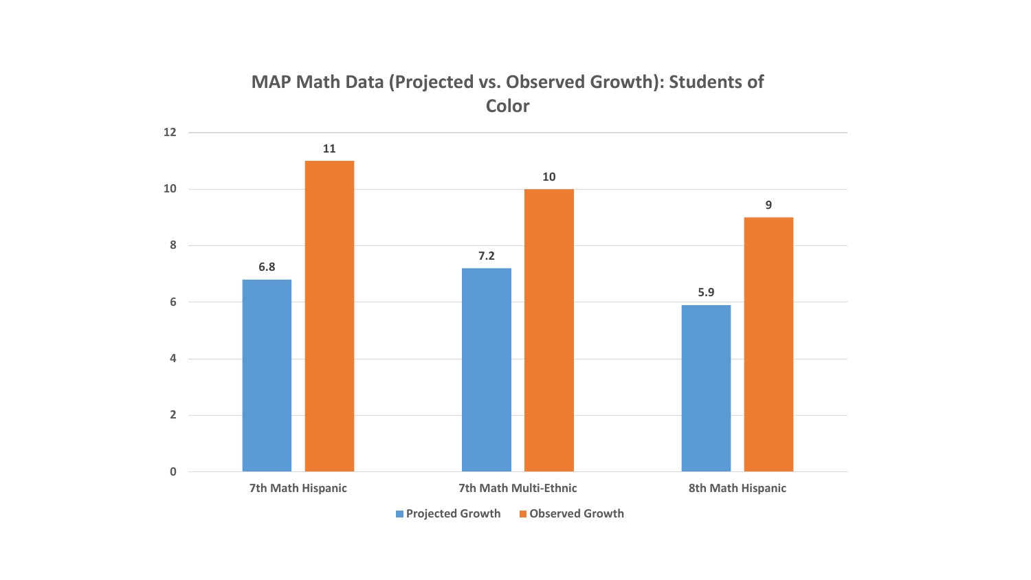## MAP Math Data (Projected vs. Observed Growth): Students of Color

| | Projected Growth | Observed Growth |
|---|---|---|
| 7th Math Hispanic | 6.8 | 11 |
| 7th Math Multi-Ethnic | 7.2 | 10 |
| 8th Math Hispanic | 5.9 | 9 |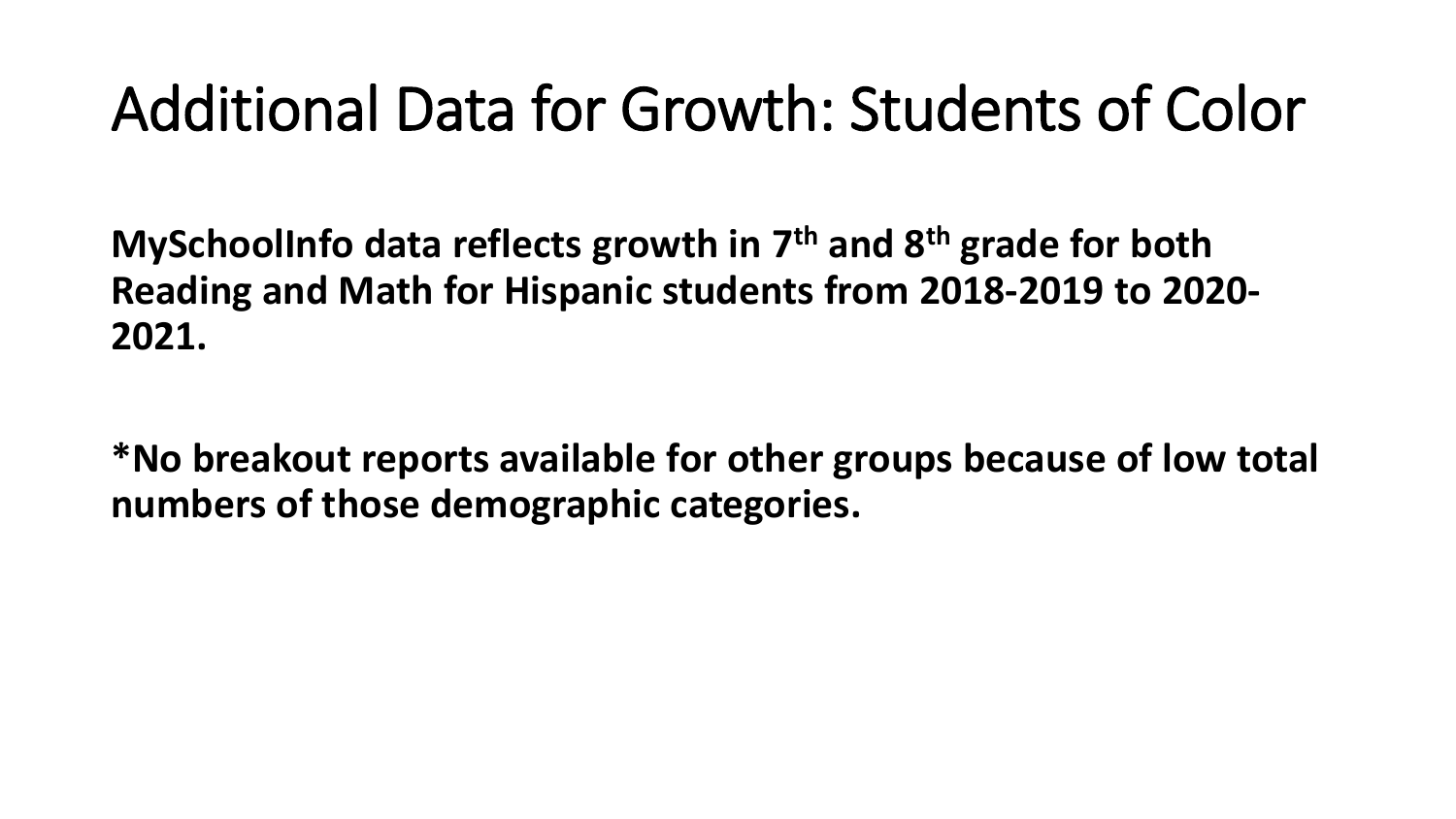# Additional Data for Growth: Students of Color

**MySchoolInfo data reflects growth in 7th and 8th grade for both Reading and Math for Hispanic students from 2018-2019 to 2020-2021.**

***No breakout reports available for other groups because of low total numbers of those demographic categories.**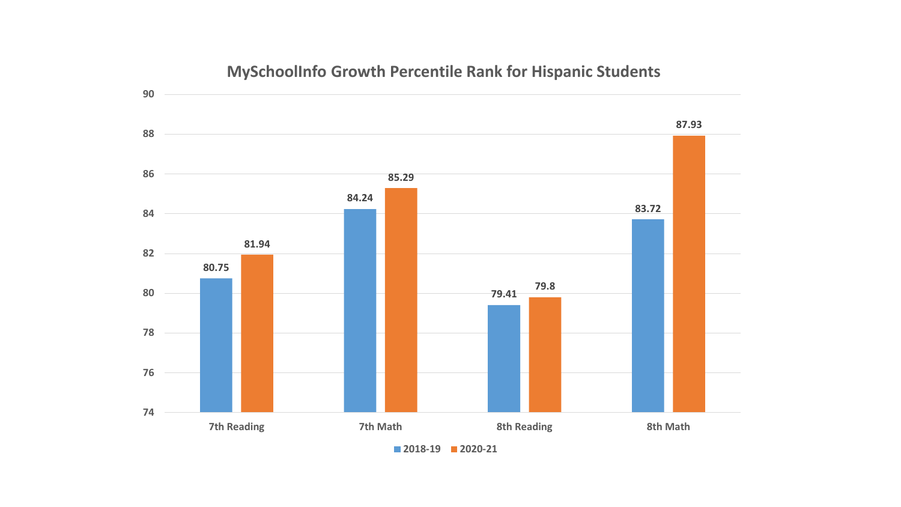## MySchoolInfo Growth Percentile Rank for Hispanic Students

| | 2018-19 | 2020-21 |
|---|---|---|
| 7th Reading | 80.75 | 81.94 |
| 7th Math | 84.24 | 85.29 |
| 8th Reading | 79.41 | 79.8 |
| 8th Math | 83.72 | 87.93 |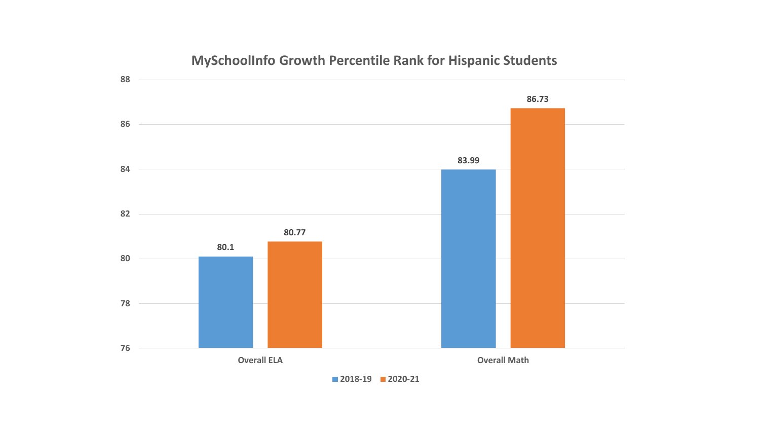## MySchoolInfo Growth Percentile Rank for Hispanic Students

| | 2018-19 | 2020-21 |
|---|---|---|
| Overall ELA | 80.1 | 80.77 |
| Overall Math | 83.99 | 86.73 |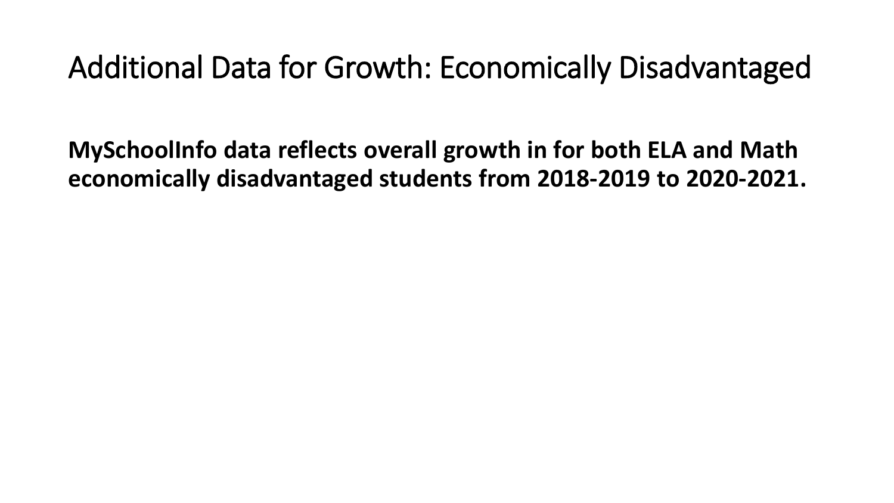# Additional Data for Growth: Economically Disadvantaged

**MySchoolInfo data reflects overall growth in for both ELA and Math economically disadvantaged students from 2018-2019 to 2020-2021.**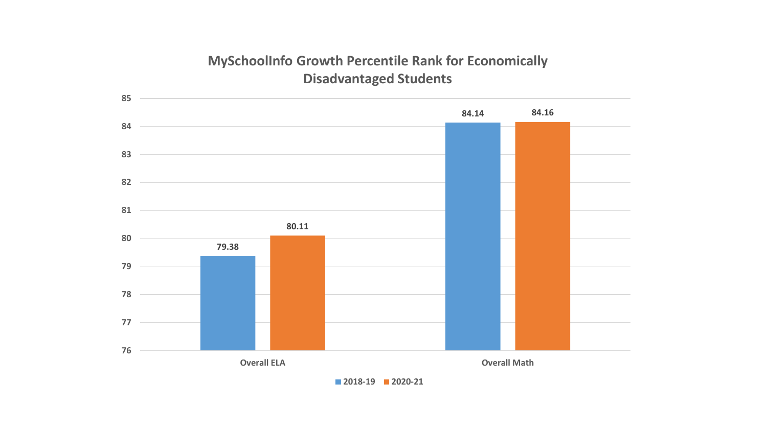## MySchoolInfo Growth Percentile Rank for Economically Disadvantaged Students

| | 2018-19 | 2020-21 |
|---|---|---|
| Overall ELA | 79.38 | 80.11 |
| Overall Math | 84.14 | 84.16 |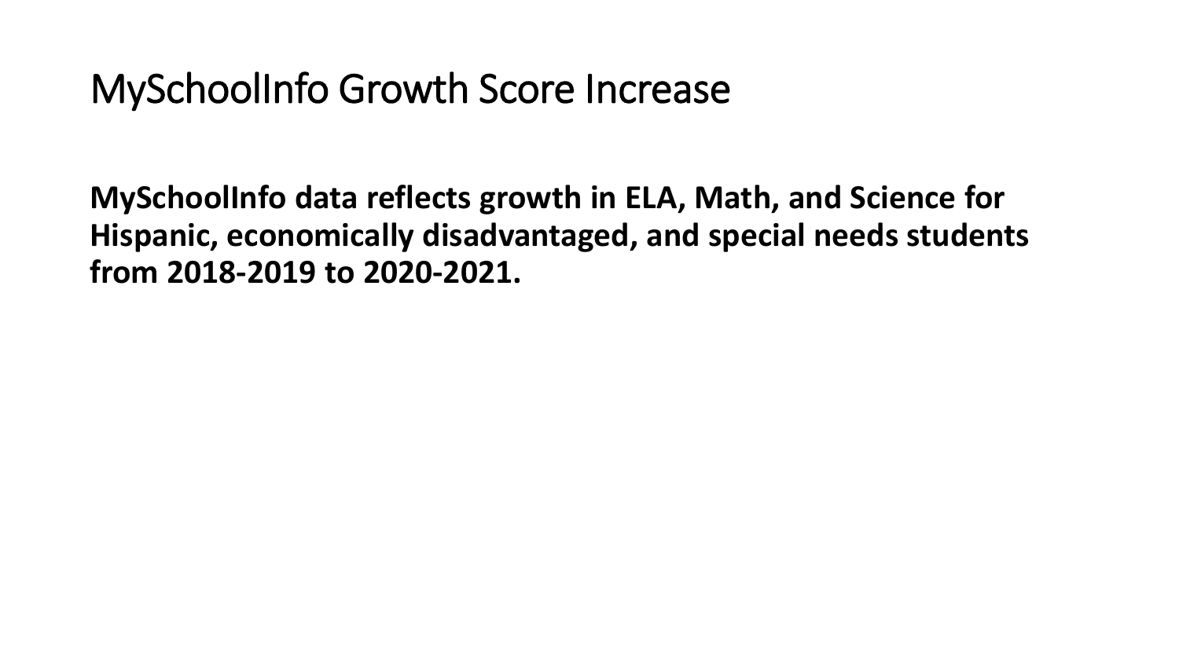# MySchoolInfo Growth Score Increase

**MySchoolInfo data reflects growth in ELA, Math, and Science for Hispanic, economically disadvantaged, and special needs students from 2018-2019 to 2020-2021.**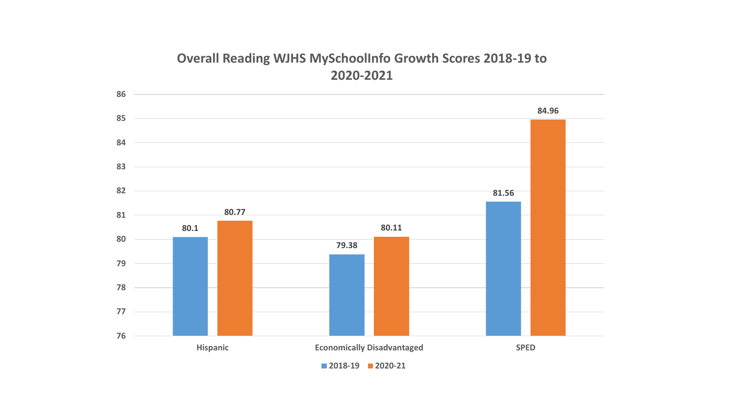## Overall Reading WJHS MySchoolInfo Growth Scores 2018-19 to 2020-2021

| | 2018-19 | 2020-21 |
|---|---|---|
| Hispanic | 80.1 | 80.77 |
| Economically Disadvantaged | 79.38 | 80.11 |
| SPED | 81.56 | 84.96 |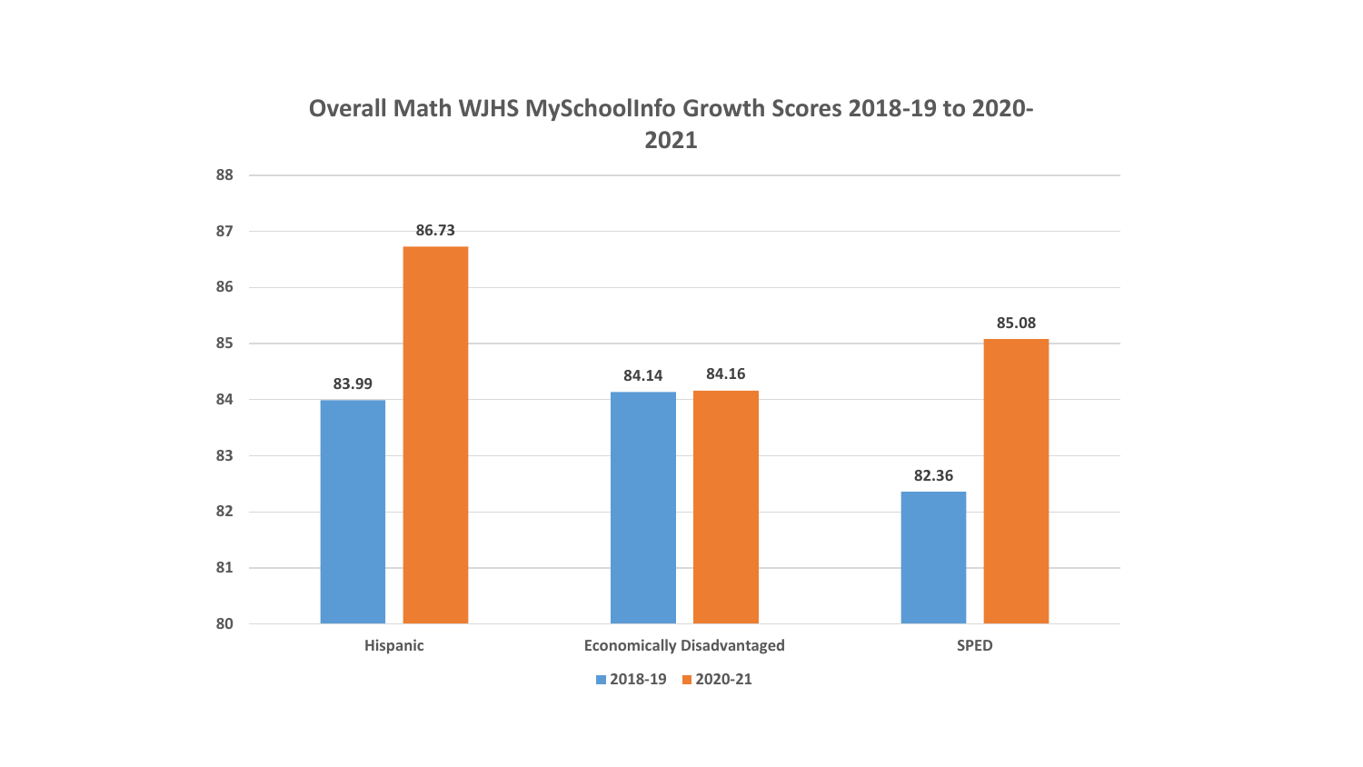## Overall Math WJHS MySchoolInfo Growth Scores 2018-19 to 2020-2021

| | 2018-19 | 2020-21 |
|---|---|---|
| Hispanic | 83.99 | 86.73 |
| Economically Disadvantaged | 84.14 | 84.16 |
| SPED | 82.36 | 85.08 |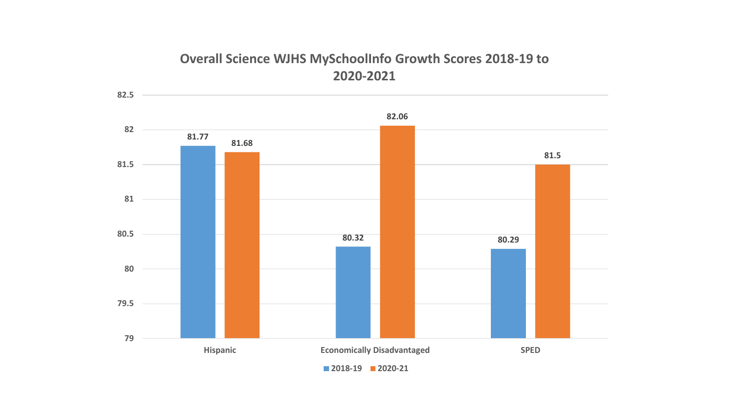## Overall Science WJHS MySchoolInfo Growth Scores 2018-19 to 2020-2021

| | 2018-19 | 2020-21 |
|---|---|---|
| Hispanic | 81.77 | 81.68 |
| Economically Disadvantaged | 80.32 | 82.06 |
| SPED | 80.29 | 81.5 |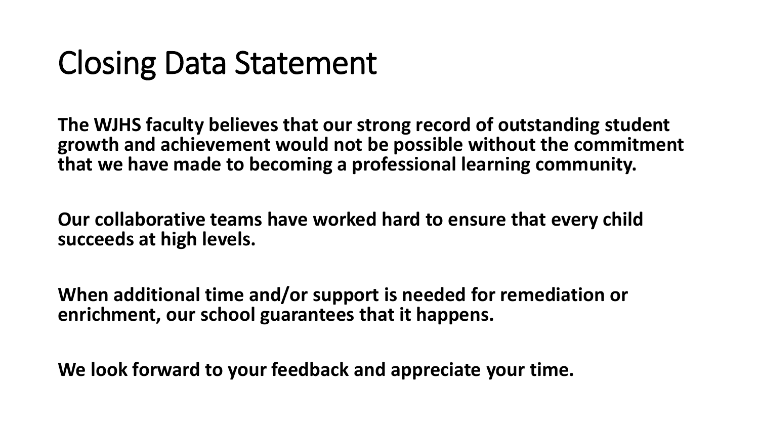# Closing Data Statement

**The WJHS faculty believes that our strong record of outstanding student growth and achievement would not be possible without the commitment that we have made to becoming a professional learning community.**

**Our collaborative teams have worked hard to ensure that every child succeeds at high levels.**

**When additional time and/or support is needed for remediation or enrichment, our school guarantees that it happens.**

**We look forward to your feedback and appreciate your time.**